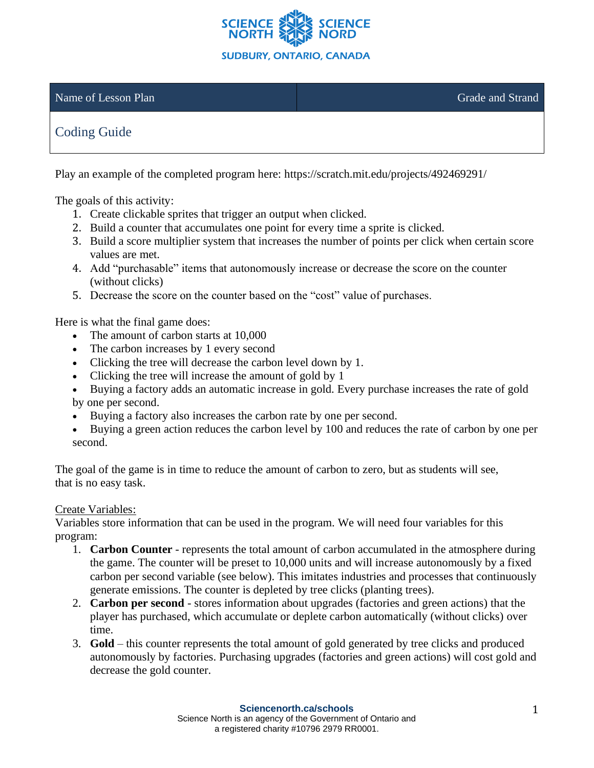| Name of Lesson Plan | Grade and Strand |
| --- | --- |
| Coding Guide | |

Play an example of the completed program here: https://scratch.mit.edu/projects/492469291/

The goals of this activity:

1. Create clickable sprites that trigger an output when clicked.
2. Build a counter that accumulates one point for every time a sprite is clicked.
3. Build a score multiplier system that increases the number of points per click when certain score values are met.
4. Add "purchasable" items that autonomously increase or decrease the score on the counter (without clicks)
5. Decrease the score on the counter based on the "cost" value of purchases.

Here is what the final game does:

- The amount of carbon starts at 10,000
- The carbon increases by 1 every second
- Clicking the tree will decrease the carbon level down by 1.
- Clicking the tree will increase the amount of gold by 1
- Buying a factory adds an automatic increase in gold. Every purchase increases the rate of gold by one per second.
- Buying a factory also increases the carbon rate by one per second.
- Buying a green action reduces the carbon level by 100 and reduces the rate of carbon by one per second.

The goal of the game is in time to reduce the amount of carbon to zero, but as students will see, that is no easy task.

<u>Create Variables:</u>

Variables store information that can be used in the program. We will need four variables for this program:

1. **Carbon Counter** - represents the total amount of carbon accumulated in the atmosphere during the game. The counter will be preset to 10,000 units and will increase autonomously by a fixed carbon per second variable (see below). This imitates industries and processes that continuously generate emissions. The counter is depleted by tree clicks (planting trees).
2. **Carbon per second** - stores information about upgrades (factories and green actions) that the player has purchased, which accumulate or deplete carbon automatically (without clicks) over time.
3. **Gold** – this counter represents the total amount of gold generated by tree clicks and produced autonomously by factories. Purchasing upgrades (factories and green actions) will cost gold and decrease the gold counter.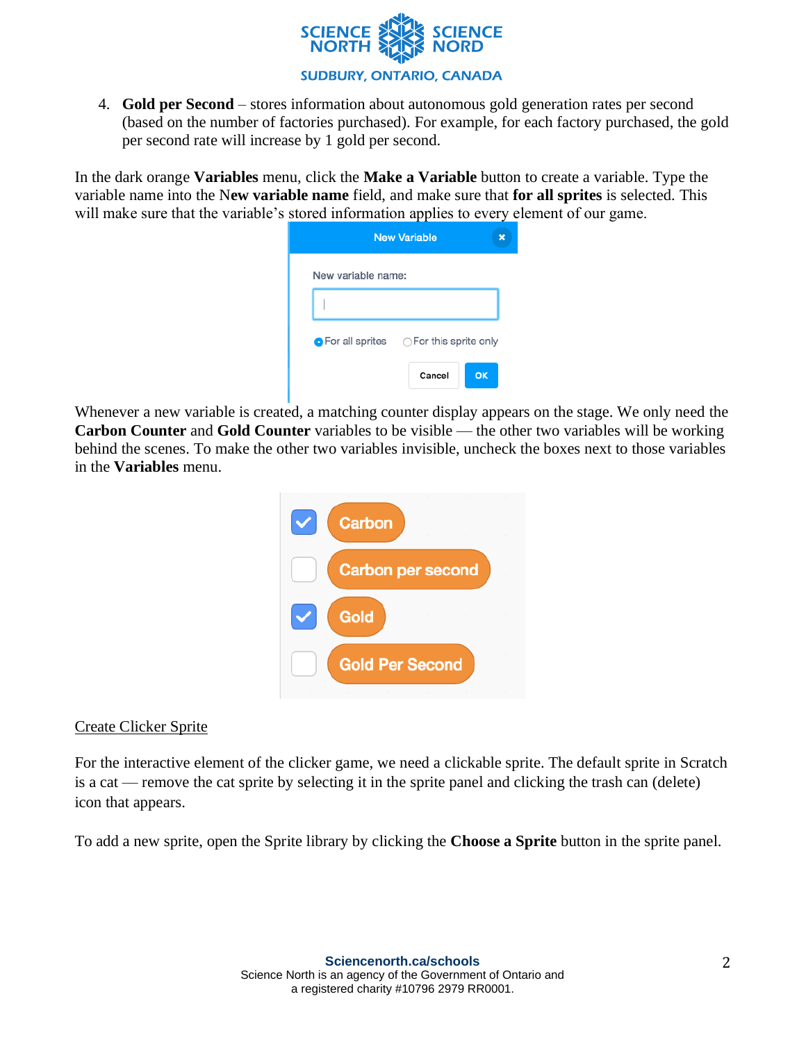4. **Gold per Second** – stores information about autonomous gold generation rates per second (based on the number of factories purchased). For example, for each factory purchased, the gold per second rate will increase by 1 gold per second.

In the dark orange **Variables** menu, click the **Make a Variable** button to create a variable. Type the variable name into the N**ew variable name** field, and make sure that **for all sprites** is selected. This will make sure that the variable's stored information applies to every element of our game.

Whenever a new variable is created, a matching counter display appears on the stage. We only need the **Carbon Counter** and **Gold Counter** variables to be visible — the other two variables will be working behind the scenes. To make the other two variables invisible, uncheck the boxes next to those variables in the **Variables** menu.

Create Clicker Sprite

For the interactive element of the clicker game, we need a clickable sprite. The default sprite in Scratch is a cat — remove the cat sprite by selecting it in the sprite panel and clicking the trash can (delete) icon that appears.

To add a new sprite, open the Sprite library by clicking the **Choose a Sprite** button in the sprite panel.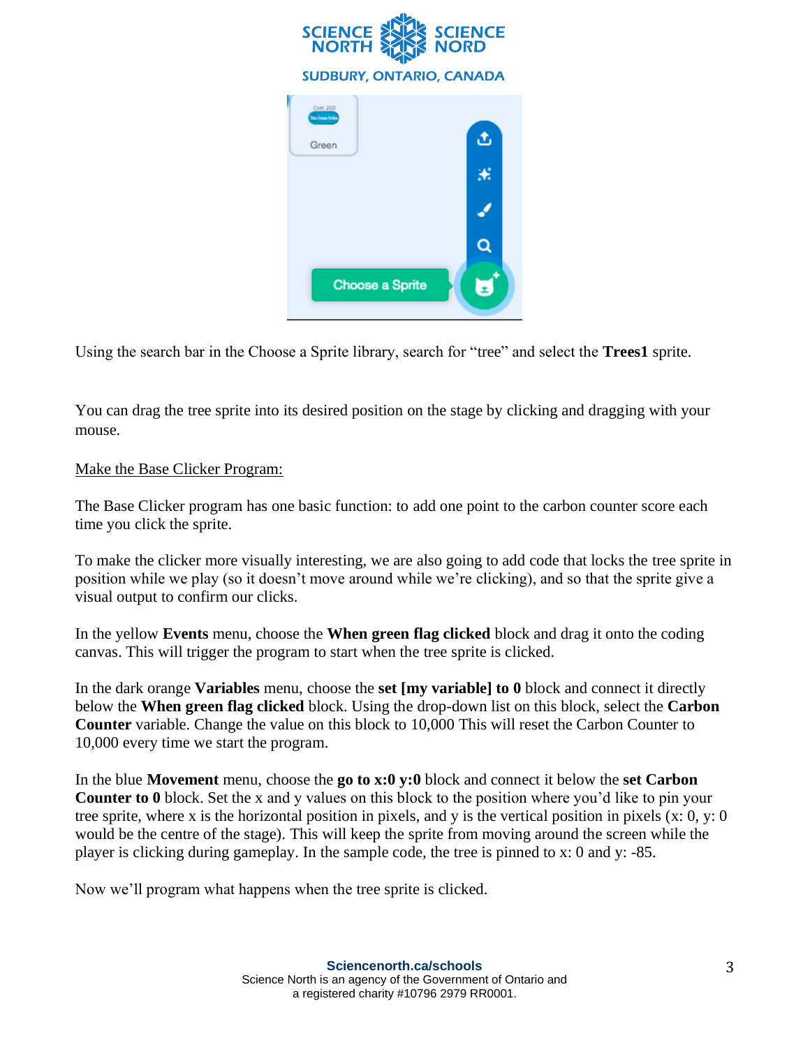Using the search bar in the Choose a Sprite library, search for “tree” and select the **Trees1** sprite.

You can drag the tree sprite into its desired position on the stage by clicking and dragging with your mouse.

<u>Make the Base Clicker Program:</u>

The Base Clicker program has one basic function: to add one point to the carbon counter score each time you click the sprite.

To make the clicker more visually interesting, we are also going to add code that locks the tree sprite in position while we play (so it doesn’t move around while we’re clicking), and so that the sprite give a visual output to confirm our clicks.

In the yellow **Events** menu, choose the **When green flag clicked** block and drag it onto the coding canvas. This will trigger the program to start when the tree sprite is clicked.

In the dark orange **Variables** menu, choose the **set [my variable] to 0** block and connect it directly below the **When green flag clicked** block. Using the drop-down list on this block, select the **Carbon Counter** variable. Change the value on this block to 10,000 This will reset the Carbon Counter to 10,000 every time we start the program.

In the blue **Movement** menu, choose the **go to x:0 y:0** block and connect it below the **set Carbon Counter to 0** block. Set the x and y values on this block to the position where you’d like to pin your tree sprite, where x is the horizontal position in pixels, and y is the vertical position in pixels (x: 0, y: 0 would be the centre of the stage). This will keep the sprite from moving around the screen while the player is clicking during gameplay. In the sample code, the tree is pinned to x: 0 and y: -85.

Now we’ll program what happens when the tree sprite is clicked.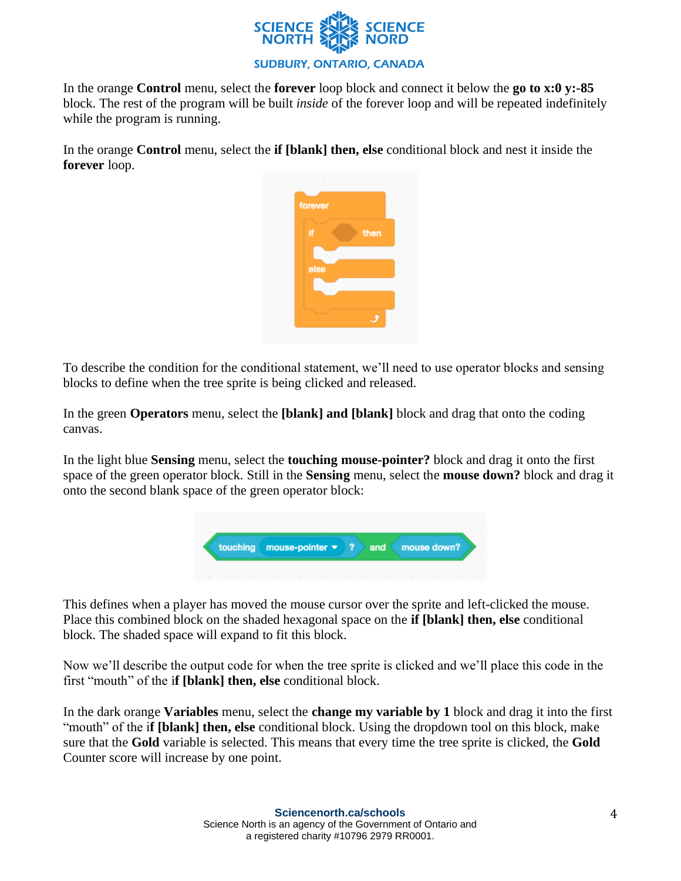In the orange **Control** menu, select the **forever** loop block and connect it below the **go to x:0 y:-85** block. The rest of the program will be built *inside* of the forever loop and will be repeated indefinitely while the program is running.

In the orange **Control** menu, select the **if [blank] then, else** conditional block and nest it inside the **forever** loop.

To describe the condition for the conditional statement, we'll need to use operator blocks and sensing blocks to define when the tree sprite is being clicked and released.

In the green **Operators** menu, select the **[blank] and [blank]** block and drag that onto the coding canvas.

In the light blue **Sensing** menu, select the **touching mouse-pointer?** block and drag it onto the first space of the green operator block. Still in the **Sensing** menu, select the **mouse down?** block and drag it onto the second blank space of the green operator block:

This defines when a player has moved the mouse cursor over the sprite and left-clicked the mouse. Place this combined block on the shaded hexagonal space on the **if [blank] then, else** conditional block. The shaded space will expand to fit this block.

Now we'll describe the output code for when the tree sprite is clicked and we'll place this code in the first "mouth" of the i**f [blank] then, else** conditional block.

In the dark orange **Variables** menu, select the **change my variable by 1** block and drag it into the first "mouth" of the i**f [blank] then, else** conditional block. Using the dropdown tool on this block, make sure that the **Gold** variable is selected. This means that every time the tree sprite is clicked, the **Gold** Counter score will increase by one point.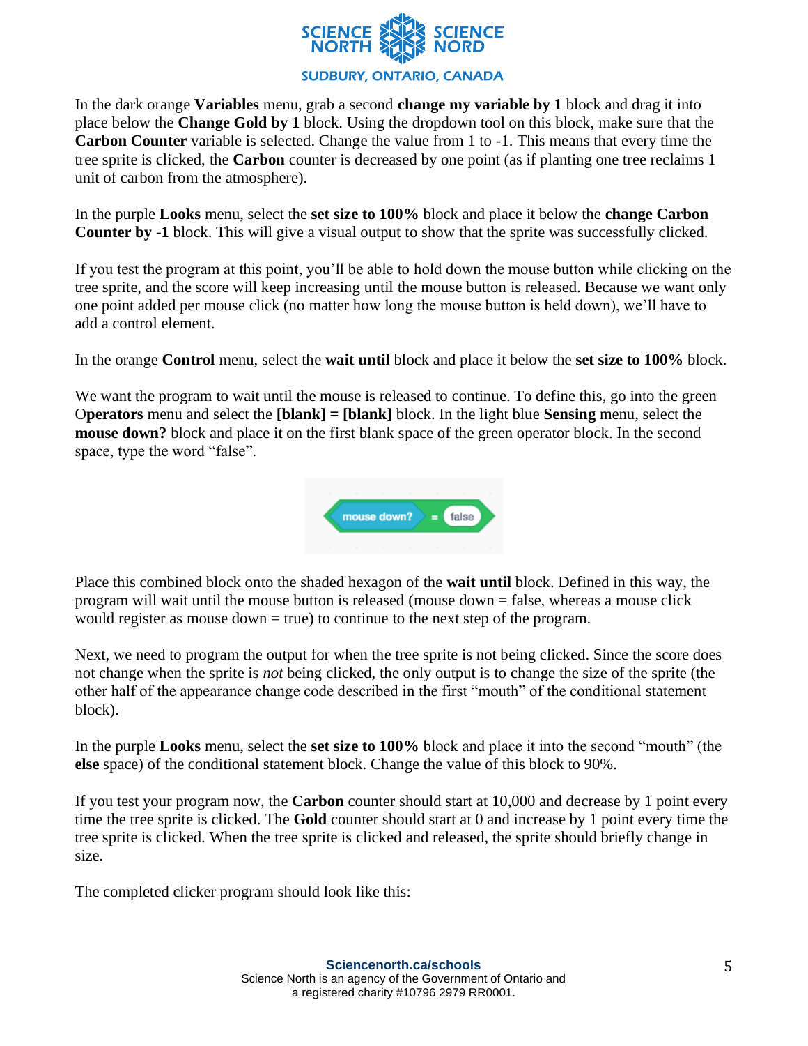In the dark orange **Variables** menu, grab a second **change my variable by 1** block and drag it into place below the **Change Gold by 1** block. Using the dropdown tool on this block, make sure that the **Carbon Counter** variable is selected. Change the value from 1 to -1. This means that every time the tree sprite is clicked, the **Carbon** counter is decreased by one point (as if planting one tree reclaims 1 unit of carbon from the atmosphere).

In the purple **Looks** menu, select the **set size to 100%** block and place it below the **change Carbon Counter by -1** block. This will give a visual output to show that the sprite was successfully clicked.

If you test the program at this point, you'll be able to hold down the mouse button while clicking on the tree sprite, and the score will keep increasing until the mouse button is released. Because we want only one point added per mouse click (no matter how long the mouse button is held down), we'll have to add a control element.

In the orange **Control** menu, select the **wait until** block and place it below the **set size to 100%** block.

We want the program to wait until the mouse is released to continue. To define this, go into the green **Operators** menu and select the **[blank] = [blank]** block. In the light blue **Sensing** menu, select the **mouse down?** block and place it on the first blank space of the green operator block. In the second space, type the word "false".

Place this combined block onto the shaded hexagon of the **wait until** block. Defined in this way, the program will wait until the mouse button is released (mouse down = false, whereas a mouse click would register as mouse down = true) to continue to the next step of the program.

Next, we need to program the output for when the tree sprite is not being clicked. Since the score does not change when the sprite is *not* being clicked, the only output is to change the size of the sprite (the other half of the appearance change code described in the first "mouth" of the conditional statement block).

In the purple **Looks** menu, select the **set size to 100%** block and place it into the second "mouth" (the **else** space) of the conditional statement block. Change the value of this block to 90%.

If you test your program now, the **Carbon** counter should start at 10,000 and decrease by 1 point every time the tree sprite is clicked. The **Gold** counter should start at 0 and increase by 1 point every time the tree sprite is clicked. When the tree sprite is clicked and released, the sprite should briefly change in size.

The completed clicker program should look like this: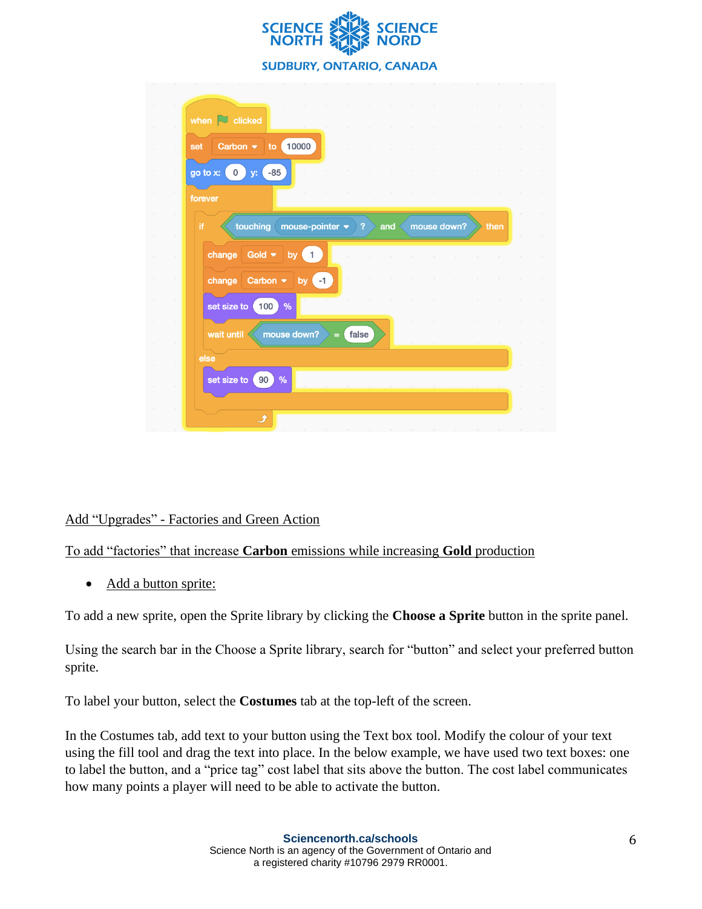```
when [green flag] clicked
set [Carbon] to (10000)
go to x: (0) y: (-85)
forever
    if <<touching [mouse-pointer] ?> and <mouse down?>> then
        change [Gold] by (1)
        change [Carbon] by (-1)
        set size to (100) %
        wait until <(mouse down?) = [false]>
    else
        set size to (90) %
    end
end
```

<u>Add "Upgrades" - Factories and Green Action</u>

<u>To add "factories" that increase **Carbon** emissions while increasing **Gold** production</u>

- <u>Add a button sprite:</u>

To add a new sprite, open the Sprite library by clicking the **Choose a Sprite** button in the sprite panel.

Using the search bar in the Choose a Sprite library, search for "button" and select your preferred button sprite.

To label your button, select the **Costumes** tab at the top-left of the screen.

In the Costumes tab, add text to your button using the Text box tool. Modify the colour of your text using the fill tool and drag the text into place. In the below example, we have used two text boxes: one to label the button, and a "price tag" cost label that sits above the button. The cost label communicates how many points a player will need to be able to activate the button.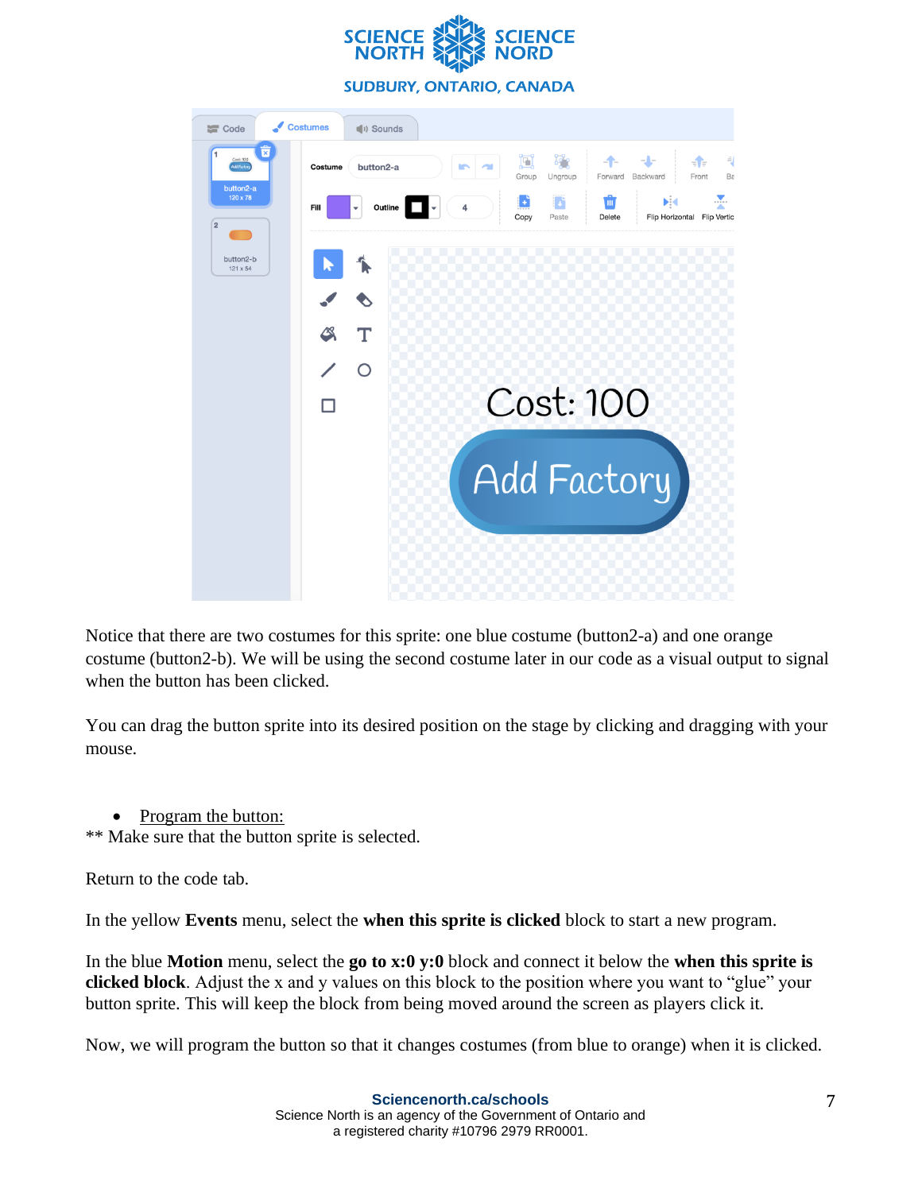Notice that there are two costumes for this sprite: one blue costume (button2-a) and one orange costume (button2-b). We will be using the second costume later in our code as a visual output to signal when the button has been clicked.

You can drag the button sprite into its desired position on the stage by clicking and dragging with your mouse.

- Program the button:

** Make sure that the button sprite is selected.

Return to the code tab.

In the yellow **Events** menu, select the **when this sprite is clicked** block to start a new program.

In the blue **Motion** menu, select the **go to x:0 y:0** block and connect it below the **when this sprite is clicked block**. Adjust the x and y values on this block to the position where you want to "glue" your button sprite. This will keep the block from being moved around the screen as players click it.

Now, we will program the button so that it changes costumes (from blue to orange) when it is clicked.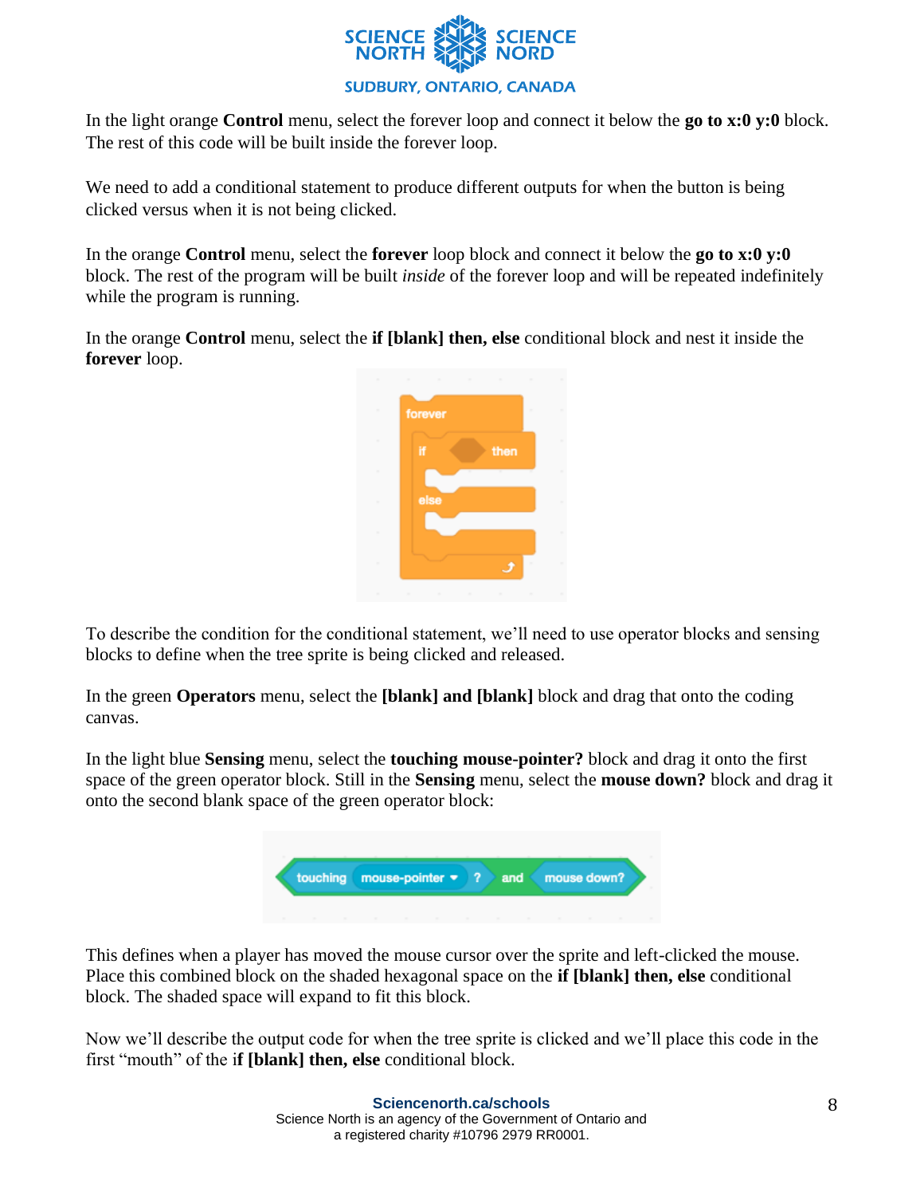In the light orange **Control** menu, select the forever loop and connect it below the **go to x:0 y:0** block. The rest of this code will be built inside the forever loop.

We need to add a conditional statement to produce different outputs for when the button is being clicked versus when it is not being clicked.

In the orange **Control** menu, select the **forever** loop block and connect it below the **go to x:0 y:0** block. The rest of the program will be built *inside* of the forever loop and will be repeated indefinitely while the program is running.

In the orange **Control** menu, select the **if [blank] then, else** conditional block and nest it inside the **forever** loop.

To describe the condition for the conditional statement, we'll need to use operator blocks and sensing blocks to define when the tree sprite is being clicked and released.

In the green **Operators** menu, select the **[blank] and [blank]** block and drag that onto the coding canvas.

In the light blue **Sensing** menu, select the **touching mouse-pointer?** block and drag it onto the first space of the green operator block. Still in the **Sensing** menu, select the **mouse down?** block and drag it onto the second blank space of the green operator block:

This defines when a player has moved the mouse cursor over the sprite and left-clicked the mouse. Place this combined block on the shaded hexagonal space on the **if [blank] then, else** conditional block. The shaded space will expand to fit this block.

Now we'll describe the output code for when the tree sprite is clicked and we'll place this code in the first "mouth" of the i**f [blank] then, else** conditional block.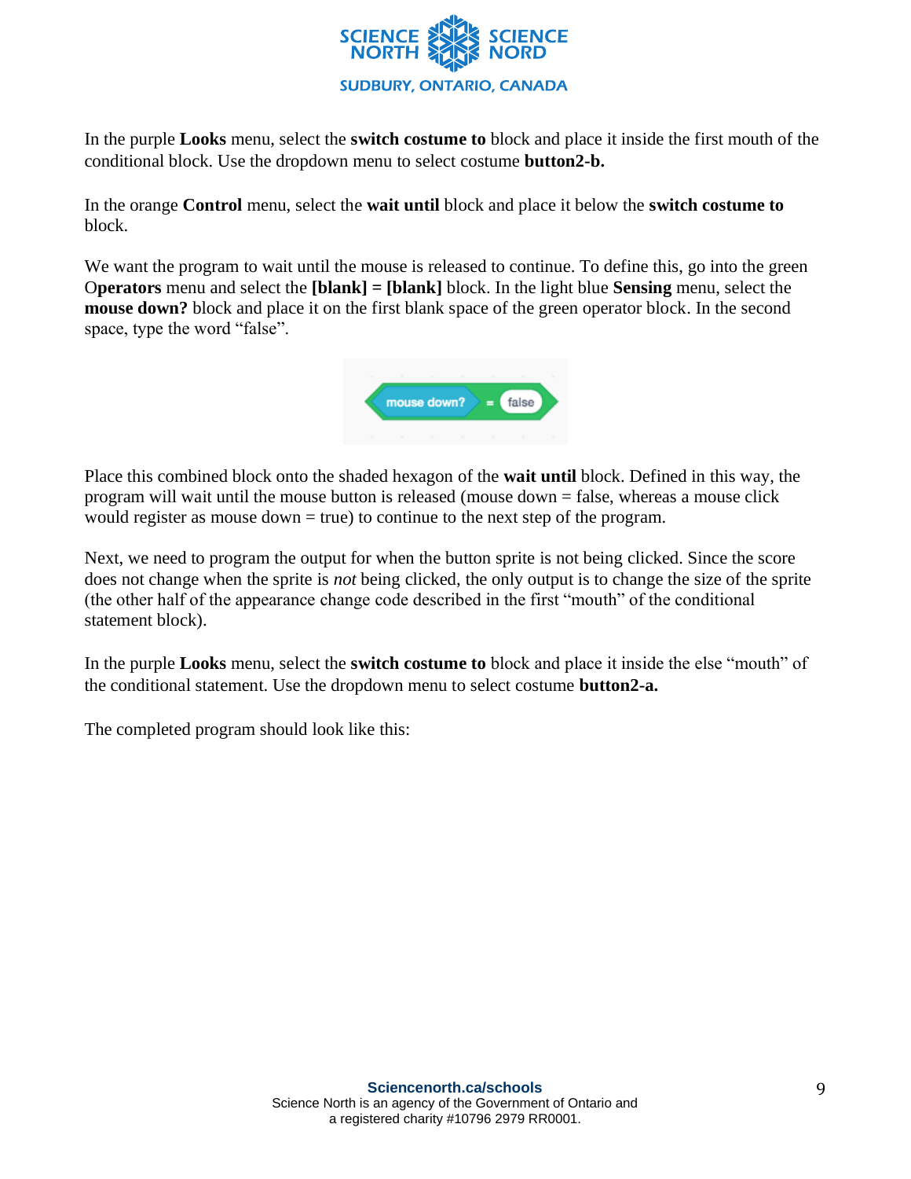In the purple **Looks** menu, select the **switch costume to** block and place it inside the first mouth of the conditional block. Use the dropdown menu to select costume **button2-b.**

In the orange **Control** menu, select the **wait until** block and place it below the **switch costume to** block.

We want the program to wait until the mouse is released to continue. To define this, go into the green O**perators** menu and select the **[blank] = [blank]** block. In the light blue **Sensing** menu, select the **mouse down?** block and place it on the first blank space of the green operator block. In the second space, type the word "false".

Place this combined block onto the shaded hexagon of the **wait until** block. Defined in this way, the program will wait until the mouse button is released (mouse down = false, whereas a mouse click would register as mouse down = true) to continue to the next step of the program.

Next, we need to program the output for when the button sprite is not being clicked. Since the score does not change when the sprite is *not* being clicked, the only output is to change the size of the sprite (the other half of the appearance change code described in the first "mouth" of the conditional statement block).

In the purple **Looks** menu, select the **switch costume to** block and place it inside the else "mouth" of the conditional statement. Use the dropdown menu to select costume **button2-a.**

The completed program should look like this: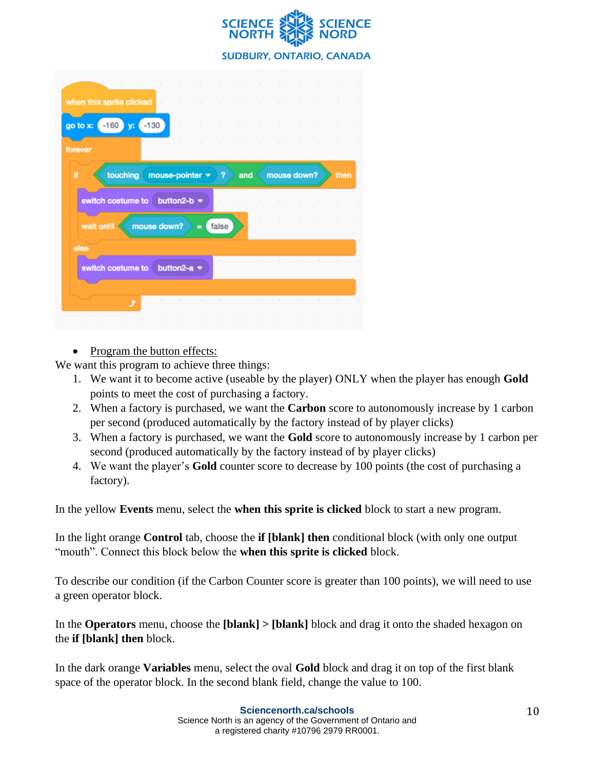- Program the button effects:

We want this program to achieve three things:

1. We want it to become active (useable by the player) ONLY when the player has enough **Gold** points to meet the cost of purchasing a factory.
2. When a factory is purchased, we want the **Carbon** score to autonomously increase by 1 carbon per second (produced automatically by the factory instead of by player clicks)
3. When a factory is purchased, we want the **Gold** score to autonomously increase by 1 carbon per second (produced automatically by the factory instead of by player clicks)
4. We want the player's **Gold** counter score to decrease by 100 points (the cost of purchasing a factory).

In the yellow **Events** menu, select the **when this sprite is clicked** block to start a new program.

In the light orange **Control** tab, choose the **if [blank] then** conditional block (with only one output "mouth". Connect this block below the **when this sprite is clicked** block.

To describe our condition (if the Carbon Counter score is greater than 100 points), we will need to use a green operator block.

In the **Operators** menu, choose the **[blank] > [blank]** block and drag it onto the shaded hexagon on the **if [blank] then** block.

In the dark orange **Variables** menu, select the oval **Gold** block and drag it on top of the first blank space of the operator block. In the second blank field, change the value to 100.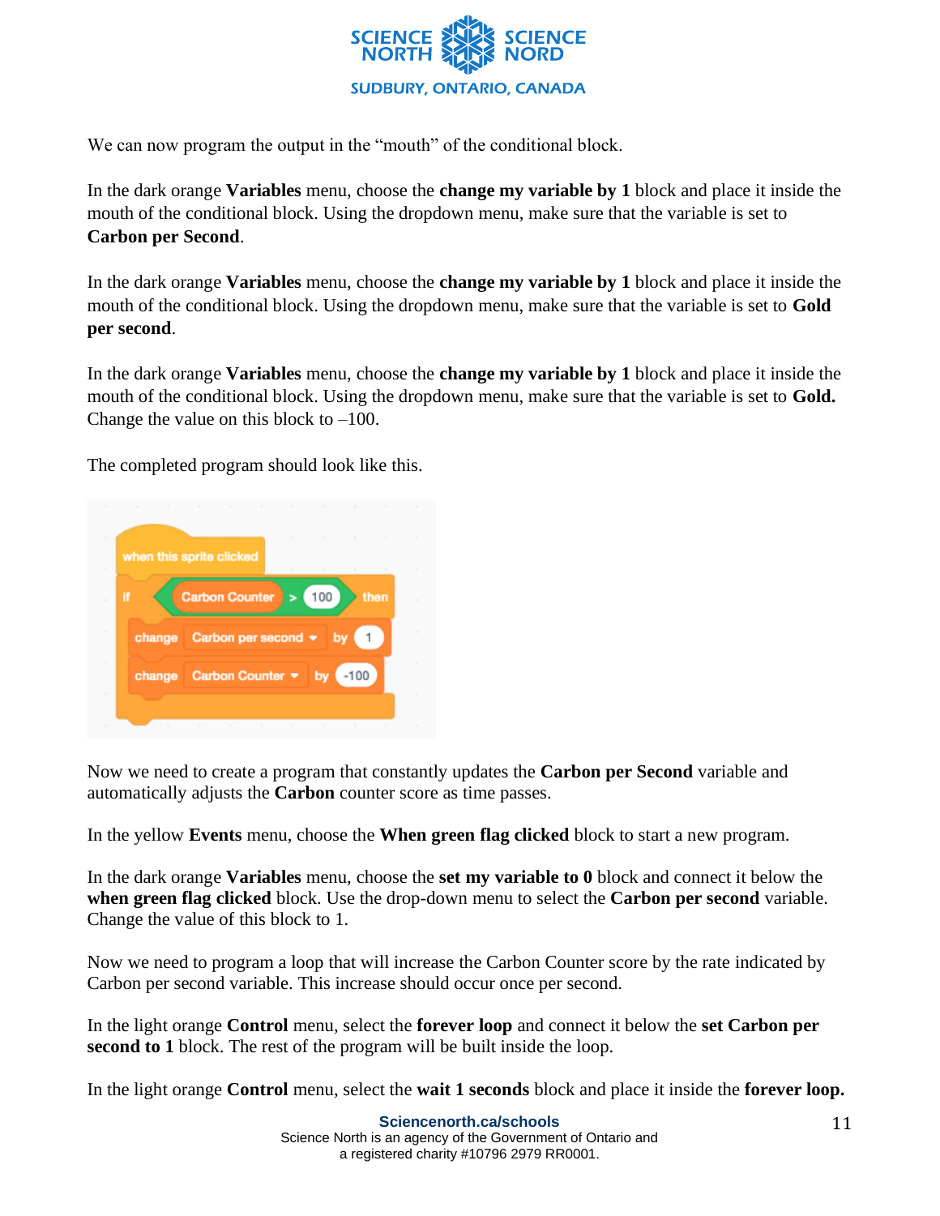We can now program the output in the "mouth" of the conditional block.

In the dark orange **Variables** menu, choose the **change my variable by 1** block and place it inside the mouth of the conditional block. Using the dropdown menu, make sure that the variable is set to **Carbon per Second**.

In the dark orange **Variables** menu, choose the **change my variable by 1** block and place it inside the mouth of the conditional block. Using the dropdown menu, make sure that the variable is set to **Gold per second**.

In the dark orange **Variables** menu, choose the **change my variable by 1** block and place it inside the mouth of the conditional block. Using the dropdown menu, make sure that the variable is set to **Gold.** Change the value on this block to –100.

The completed program should look like this.

```
when this sprite clicked
if Carbon Counter > 100 then
    change Carbon per second by 1
    change Carbon Counter by -100
```

Now we need to create a program that constantly updates the **Carbon per Second** variable and automatically adjusts the **Carbon** counter score as time passes.

In the yellow **Events** menu, choose the **When green flag clicked** block to start a new program.

In the dark orange **Variables** menu, choose the **set my variable to 0** block and connect it below the **when green flag clicked** block. Use the drop-down menu to select the **Carbon per second** variable. Change the value of this block to 1.

Now we need to program a loop that will increase the Carbon Counter score by the rate indicated by Carbon per second variable. This increase should occur once per second.

In the light orange **Control** menu, select the **forever loop** and connect it below the **set Carbon per second to 1** block. The rest of the program will be built inside the loop.

In the light orange **Control** menu, select the **wait 1 seconds** block and place it inside the **forever loop.**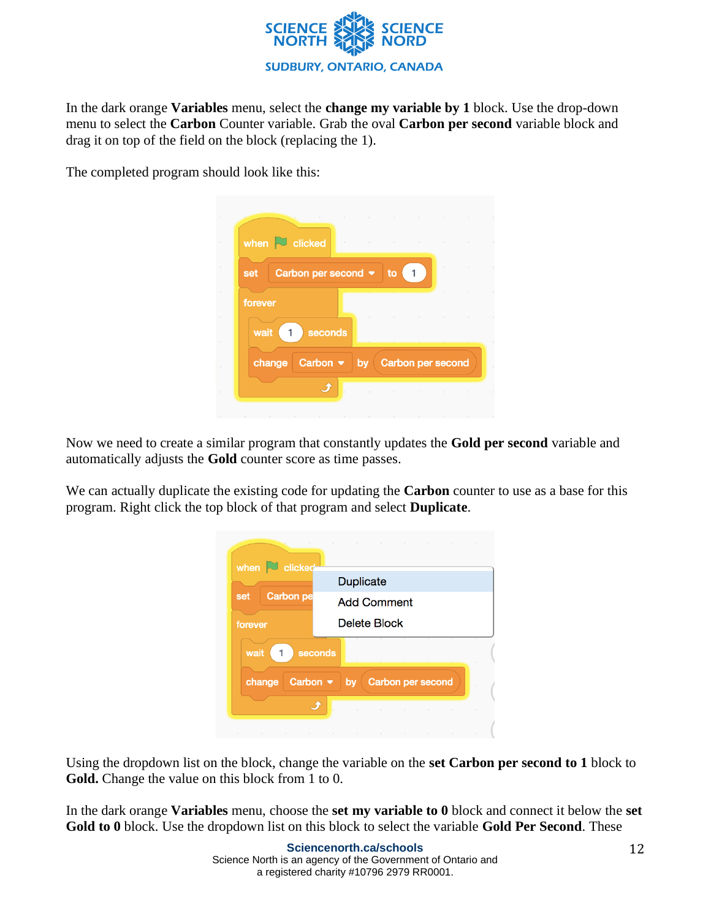In the dark orange **Variables** menu, select the **change my variable by 1** block. Use the drop-down menu to select the **Carbon** Counter variable. Grab the oval **Carbon per second** variable block and drag it on top of the field on the block (replacing the 1).

The completed program should look like this:

Now we need to create a similar program that constantly updates the **Gold per second** variable and automatically adjusts the **Gold** counter score as time passes.

We can actually duplicate the existing code for updating the **Carbon** counter to use as a base for this program. Right click the top block of that program and select **Duplicate**.

Using the dropdown list on the block, change the variable on the **set Carbon per second to 1** block to **Gold.** Change the value on this block from 1 to 0.

In the dark orange **Variables** menu, choose the **set my variable to 0** block and connect it below the **set Gold to 0** block. Use the dropdown list on this block to select the variable **Gold Per Second**. These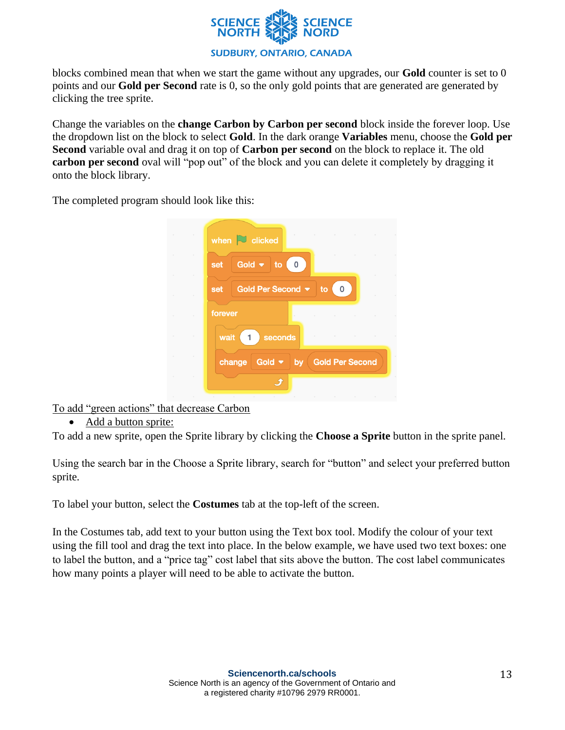blocks combined mean that when we start the game without any upgrades, our **Gold** counter is set to 0 points and our **Gold per Second** rate is 0, so the only gold points that are generated are generated by clicking the tree sprite.

Change the variables on the **change Carbon by Carbon per second** block inside the forever loop. Use the dropdown list on the block to select **Gold**. In the dark orange **Variables** menu, choose the **Gold per Second** variable oval and drag it on top of **Carbon per second** on the block to replace it. The old **carbon per second** oval will "pop out" of the block and you can delete it completely by dragging it onto the block library.

The completed program should look like this:

```
when [flag] clicked
set Gold to 0
set Gold Per Second to 0
forever
    wait 1 seconds
    change Gold by (Gold Per Second)
```

To add "green actions" that decrease Carbon

- Add a button sprite:

To add a new sprite, open the Sprite library by clicking the **Choose a Sprite** button in the sprite panel.

Using the search bar in the Choose a Sprite library, search for "button" and select your preferred button sprite.

To label your button, select the **Costumes** tab at the top-left of the screen.

In the Costumes tab, add text to your button using the Text box tool. Modify the colour of your text using the fill tool and drag the text into place. In the below example, we have used two text boxes: one to label the button, and a "price tag" cost label that sits above the button. The cost label communicates how many points a player will need to be able to activate the button.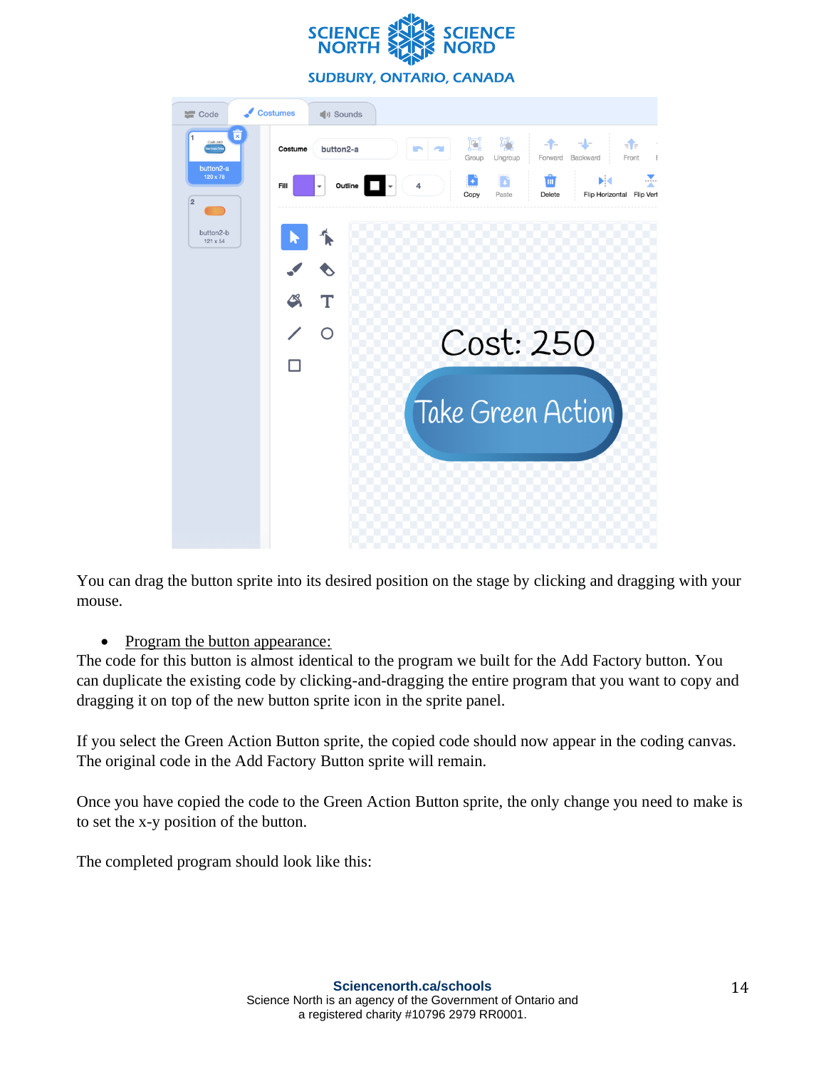You can drag the button sprite into its desired position on the stage by clicking and dragging with your mouse.

- Program the button appearance:

The code for this button is almost identical to the program we built for the Add Factory button. You can duplicate the existing code by clicking-and-dragging the entire program that you want to copy and dragging it on top of the new button sprite icon in the sprite panel.

If you select the Green Action Button sprite, the copied code should now appear in the coding canvas. The original code in the Add Factory Button sprite will remain.

Once you have copied the code to the Green Action Button sprite, the only change you need to make is to set the x-y position of the button.

The completed program should look like this: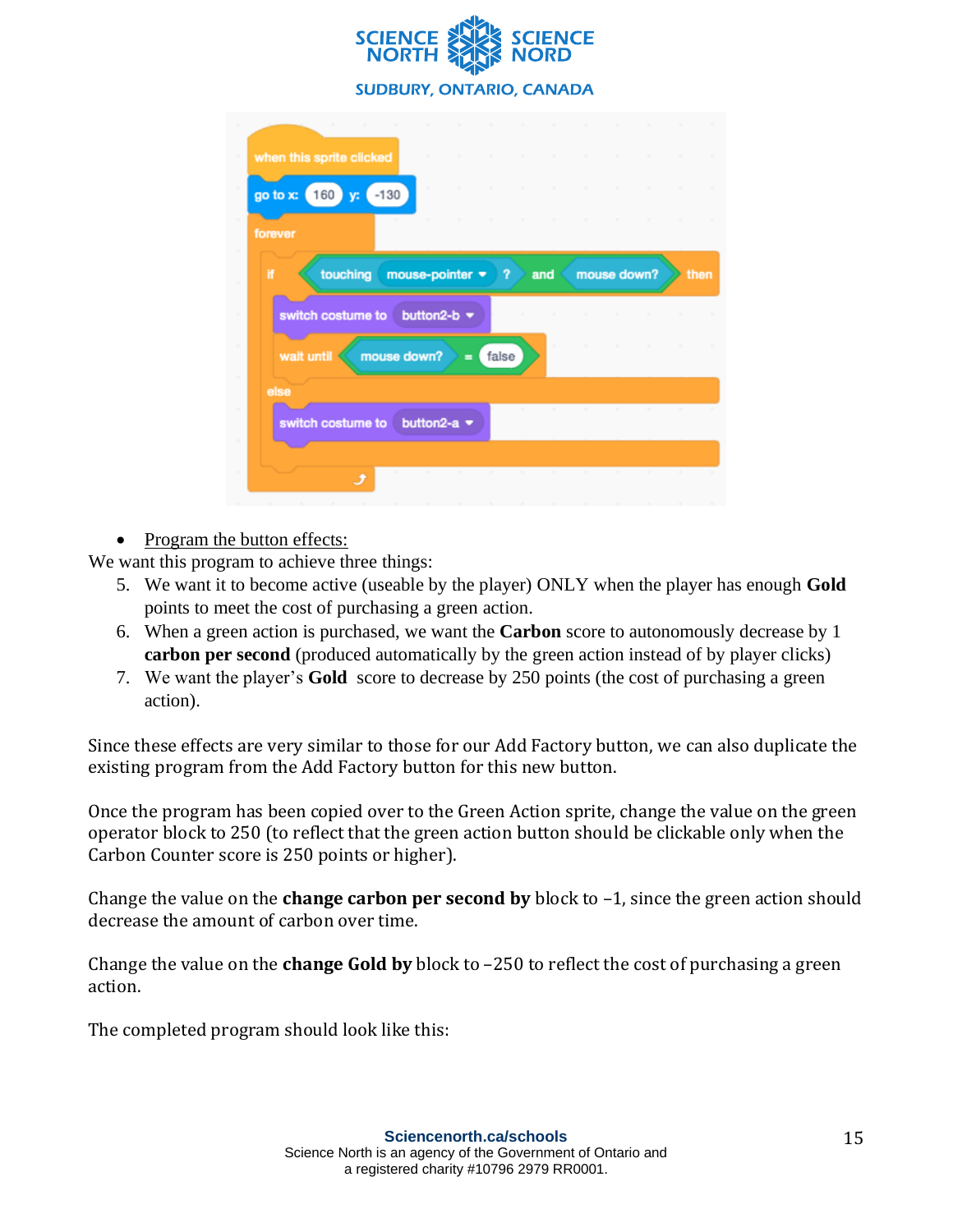- <u>Program the button effects:</u>

We want this program to achieve three things:

5. We want it to become active (useable by the player) ONLY when the player has enough **Gold** points to meet the cost of purchasing a green action.
6. When a green action is purchased, we want the **Carbon** score to autonomously decrease by 1 **carbon per second** (produced automatically by the green action instead of by player clicks)
7. We want the player's **Gold** score to decrease by 250 points (the cost of purchasing a green action).

Since these effects are very similar to those for our Add Factory button, we can also duplicate the existing program from the Add Factory button for this new button.

Once the program has been copied over to the Green Action sprite, change the value on the green operator block to 250 (to reflect that the green action button should be clickable only when the Carbon Counter score is 250 points or higher).

Change the value on the **change carbon per second by** block to –1, since the green action should decrease the amount of carbon over time.

Change the value on the **change Gold by** block to –250 to reflect the cost of purchasing a green action.

The completed program should look like this: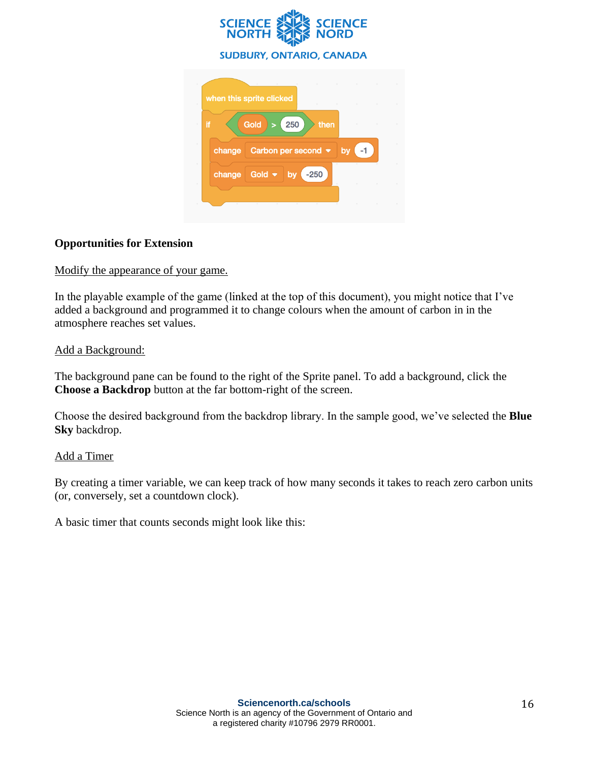```
when this sprite clicked
if Gold > 250 then
    change Carbon per second by -1
    change Gold by -250
```

**Opportunities for Extension**

Modify the appearance of your game.

In the playable example of the game (linked at the top of this document), you might notice that I've added a background and programmed it to change colours when the amount of carbon in in the atmosphere reaches set values.

Add a Background:

The background pane can be found to the right of the Sprite panel. To add a background, click the **Choose a Backdrop** button at the far bottom-right of the screen.

Choose the desired background from the backdrop library. In the sample good, we've selected the **Blue Sky** backdrop.

Add a Timer

By creating a timer variable, we can keep track of how many seconds it takes to reach zero carbon units (or, conversely, set a countdown clock).

A basic timer that counts seconds might look like this: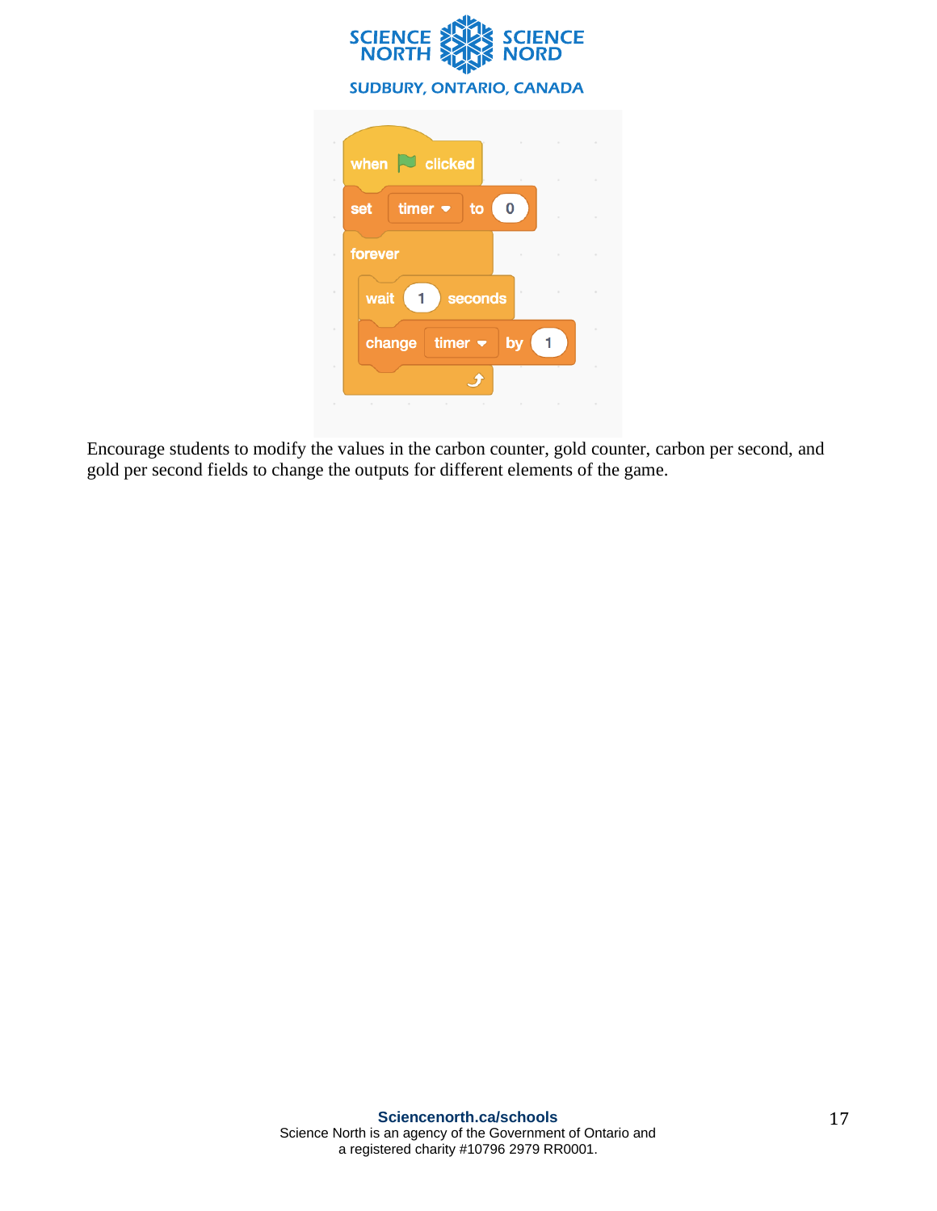Encourage students to modify the values in the carbon counter, gold counter, carbon per second, and gold per second fields to change the outputs for different elements of the game.